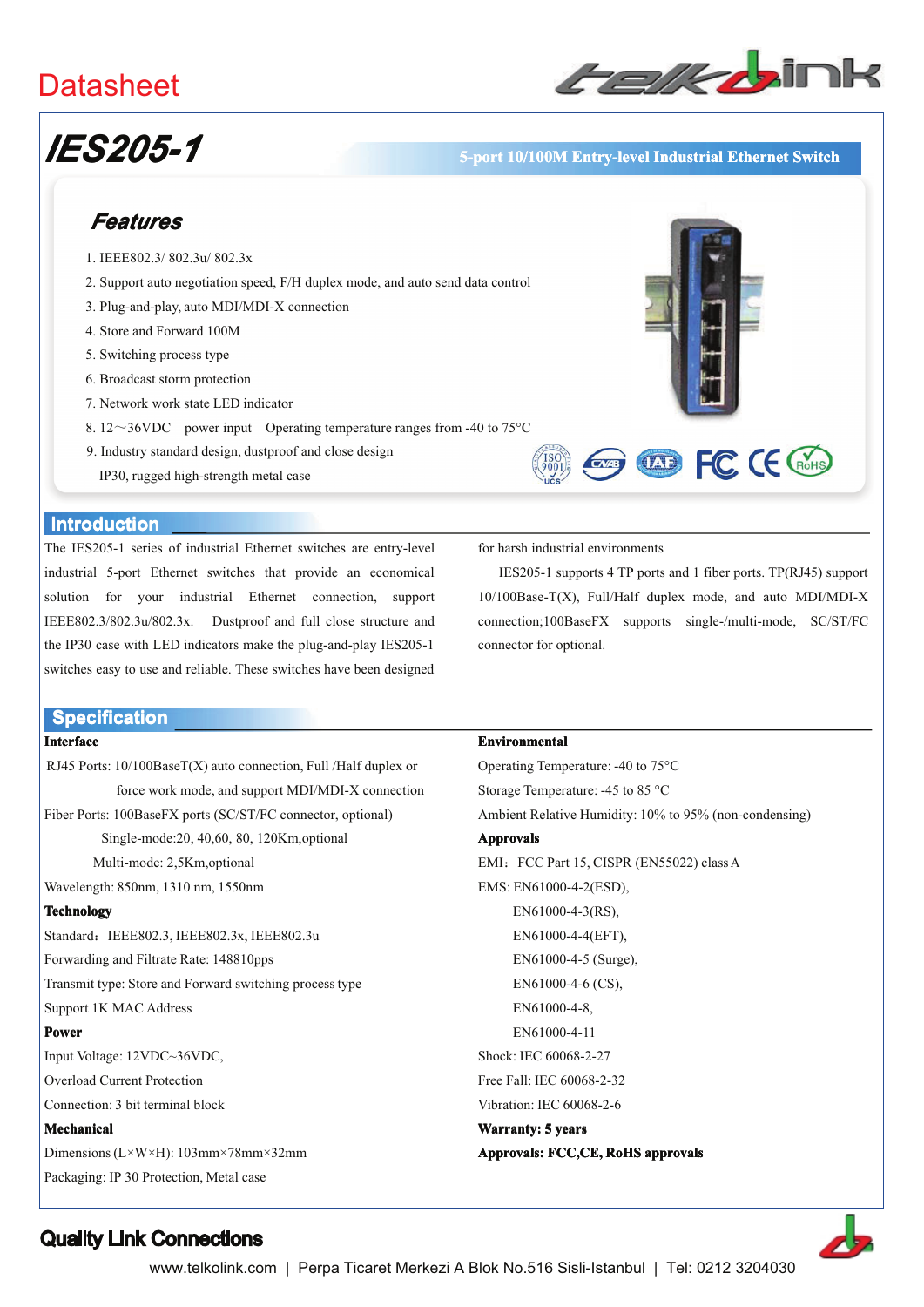# Datasheet

# IES205-1

**5-port 10/100M Entry-level Industrial Ethernet Switch**

## Features

1. IEEE802.3/ 802.3u/ 802.3x
2. Support auto negotiation speed, F/H duplex mode, and auto send data control
3. Plug-and-play, auto MDI/MDI-X connection
4. Store and Forward 100M
5. Switching process type
6. Broadcast storm protection
7. Network work state LED indicator
8. 12～36VDC power input Operating temperature ranges from -40 to 75°C
9. Industry standard design, dustproof and close design IP30, rugged high-strength metal case

## Introduction

The IES205-1 series of industrial Ethernet switches are entry-level industrial 5-port Ethernet switches that provide an economical solution for your industrial Ethernet connection, support IEEE802.3/802.3u/802.3x. Dustproof and full close structure and the IP30 case with LED indicators make the plug-and-play IES205-1 switches easy to use and reliable. These switches have been designed for harsh industrial environments

IES205-1 supports 4 TP ports and 1 fiber ports. TP(RJ45) support 10/100Base-T(X), Full/Half duplex mode, and auto MDI/MDI-X connection;100BaseFX supports single-/multi-mode, SC/ST/FC connector for optional.

## Specification

**Interface**

RJ45 Ports: 10/100BaseT(X) auto connection, Full /Half duplex or force work mode, and support MDI/MDI-X connection

Fiber Ports: 100BaseFX ports (SC/ST/FC connector, optional)

Single-mode:20, 40,60, 80, 120Km,optional

Multi-mode: 2,5Km,optional

Wavelength: 850nm, 1310 nm, 1550nm

**Technology**

Standard：IEEE802.3, IEEE802.3x, IEEE802.3u

Forwarding and Filtrate Rate: 148810pps

Transmit type: Store and Forward switching process type

Support 1K MAC Address

**Power**

Input Voltage: 12VDC~36VDC,

Overload Current Protection

Connection: 3 bit terminal block

**Mechanical**

Dimensions (L×W×H): 103mm×78mm×32mm

Packaging: IP 30 Protection, Metal case

**Environmental**

Operating Temperature: -40 to 75°C

Storage Temperature: -45 to 85 °C

Ambient Relative Humidity: 10% to 95% (non-condensing)

**Approvals**

EMI：FCC Part 15, CISPR (EN55022) class A

EMS: EN61000-4-2(ESD),

EN61000-4-3(RS),

EN61000-4-4(EFT),

EN61000-4-5 (Surge),

EN61000-4-6 (CS),

EN61000-4-8,

EN61000-4-11

Shock: IEC 60068-2-27

Free Fall: IEC 60068-2-32

Vibration: IEC 60068-2-6

**Warranty: 5 years**

**Approvals: FCC,CE, RoHS approvals**

**Quality Link Connections**

www.telkolink.com | Perpa Ticaret Merkezi A Blok No.516 Sisli-Istanbul | Tel: 0212 3204030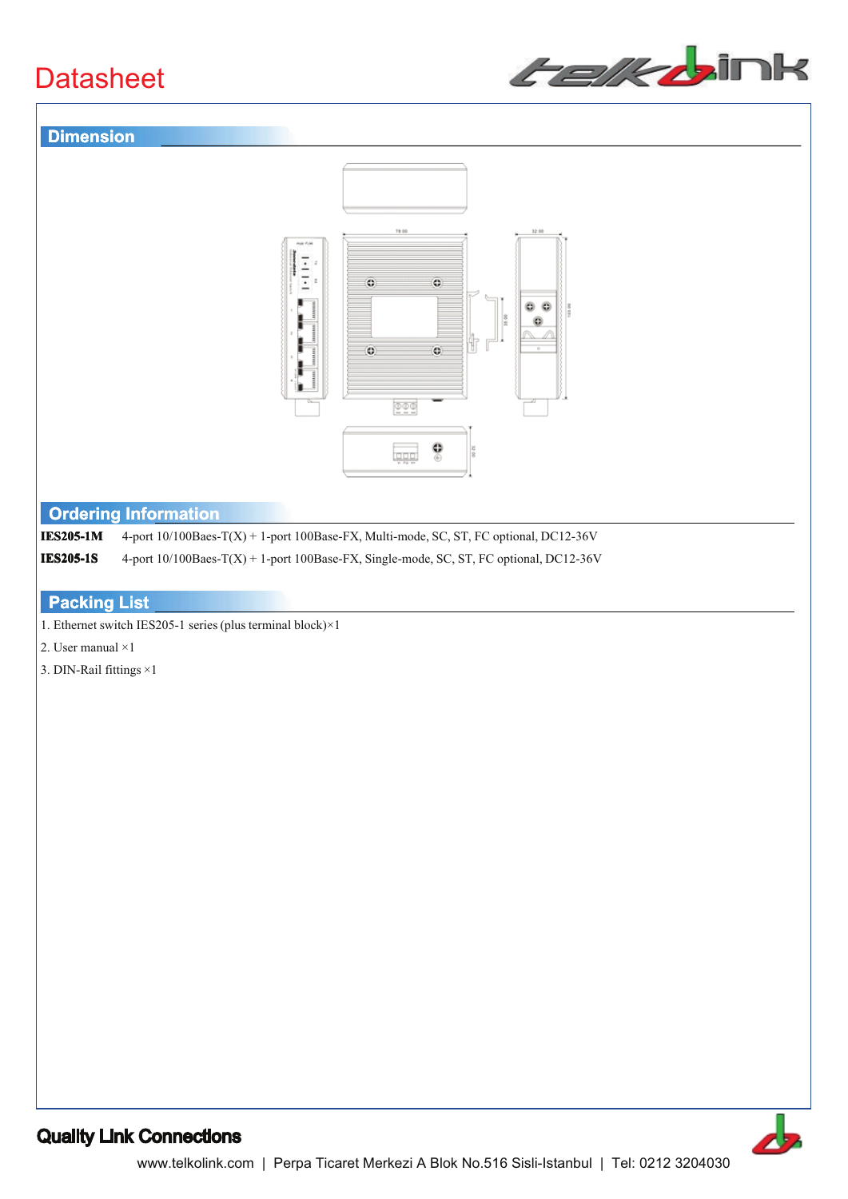# Datasheet

## Dimension

## Ordering Information

**IES205-1M** 4-port 10/100Baes-T(X) + 1-port 100Base-FX, Multi-mode, SC, ST, FC optional, DC12-36V

**IES205-1S** 4-port 10/100Baes-T(X) + 1-port 100Base-FX, Single-mode, SC, ST, FC optional, DC12-36V

## Packing List

1. Ethernet switch IES205-1 series (plus terminal block)×1
2. User manual ×1
3. DIN-Rail fittings ×1

**Quality Link Connections**

www.telkolink.com | Perpa Ticaret Merkezi A Blok No.516 Sisli-Istanbul | Tel: 0212 3204030